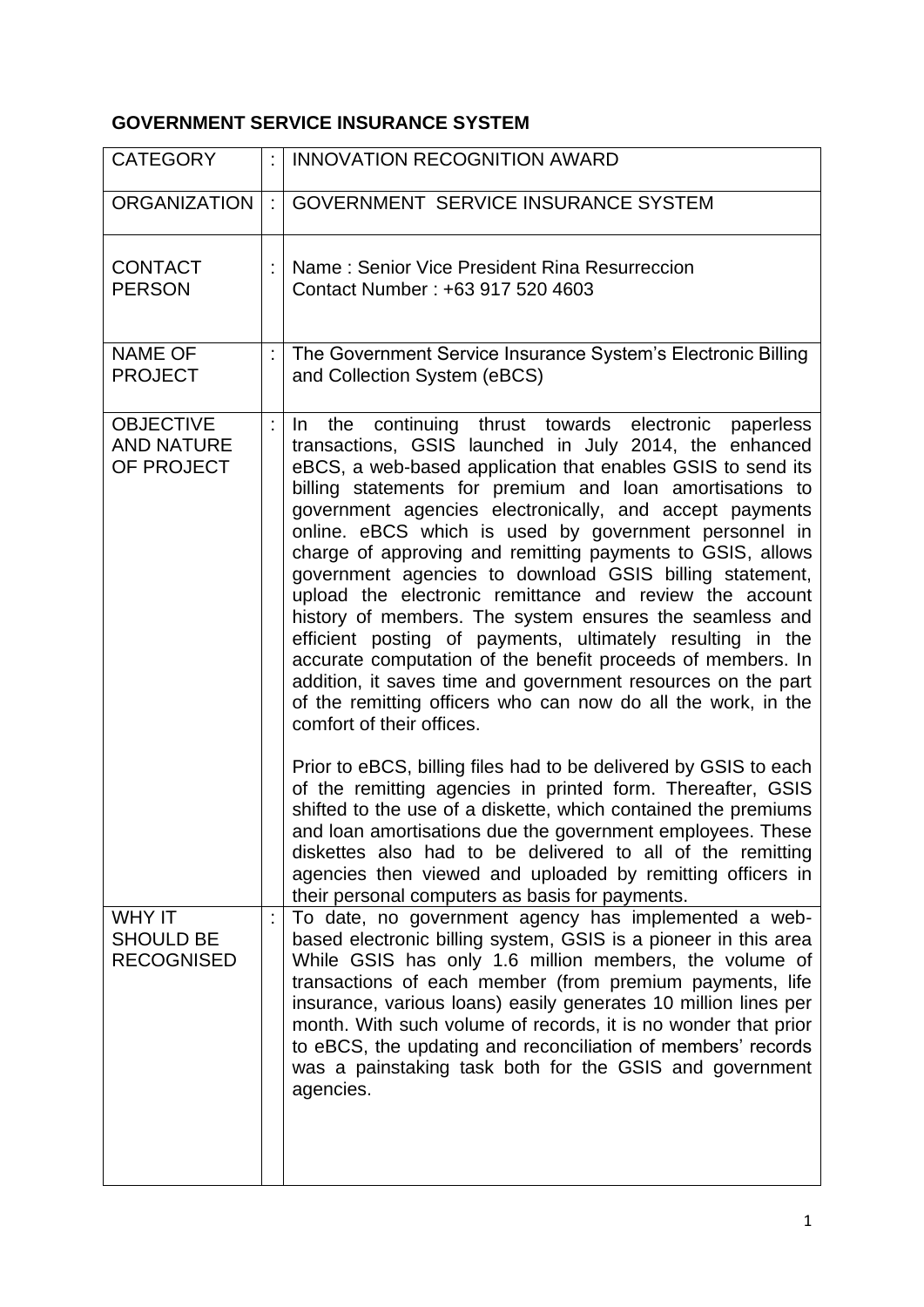**GOVERNMENT SERVICE INSURANCE SYSTEM**

| | | |
|---|---|---|
| CATEGORY | : | INNOVATION RECOGNITION AWARD |
| ORGANIZATION | : | GOVERNMENT SERVICE INSURANCE SYSTEM |
| CONTACT PERSON | : | Name : Senior Vice President Rina Resurreccion<br>Contact Number : +63 917 520 4603 |
| NAME OF PROJECT | : | The Government Service Insurance System's Electronic Billing and Collection System (eBCS) |
| OBJECTIVE AND NATURE OF PROJECT | : | In the continuing thrust towards electronic paperless transactions, GSIS launched in July 2014, the enhanced eBCS, a web-based application that enables GSIS to send its billing statements for premium and loan amortisations to government agencies electronically, and accept payments online. eBCS which is used by government personnel in charge of approving and remitting payments to GSIS, allows government agencies to download GSIS billing statement, upload the electronic remittance and review the account history of members. The system ensures the seamless and efficient posting of payments, ultimately resulting in the accurate computation of the benefit proceeds of members. In addition, it saves time and government resources on the part of the remitting officers who can now do all the work, in the comfort of their offices.<br><br>Prior to eBCS, billing files had to be delivered by GSIS to each of the remitting agencies in printed form. Thereafter, GSIS shifted to the use of a diskette, which contained the premiums and loan amortisations due the government employees. These diskettes also had to be delivered to all of the remitting agencies then viewed and uploaded by remitting officers in their personal computers as basis for payments. |
| WHY IT SHOULD BE RECOGNISED | : | To date, no government agency has implemented a web-based electronic billing system, GSIS is a pioneer in this area While GSIS has only 1.6 million members, the volume of transactions of each member (from premium payments, life insurance, various loans) easily generates 10 million lines per month. With such volume of records, it is no wonder that prior to eBCS, the updating and reconciliation of members' records was a painstaking task both for the GSIS and government agencies. |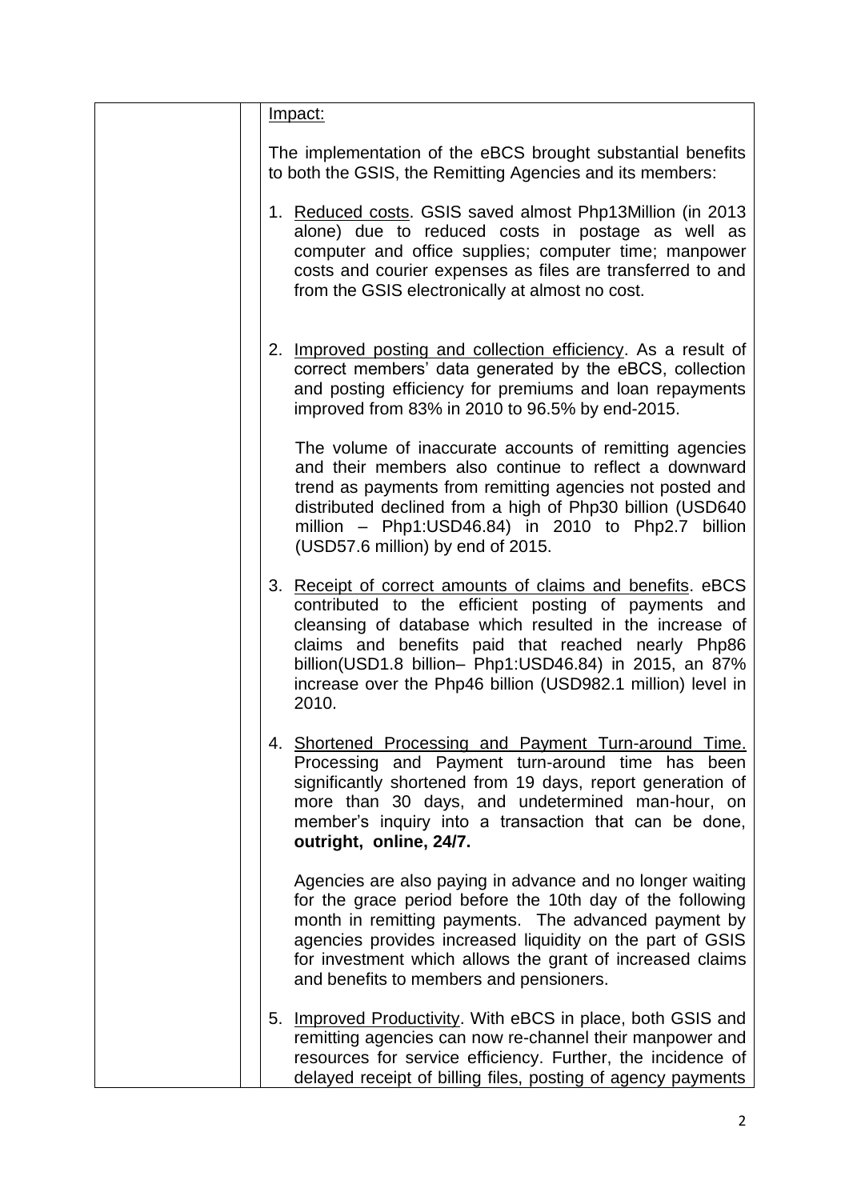<u>Impact:</u>

The implementation of the eBCS brought substantial benefits to both the GSIS, the Remitting Agencies and its members:

1. <u>Reduced costs</u>. GSIS saved almost Php13Million (in 2013 alone) due to reduced costs in postage as well as computer and office supplies; computer time; manpower costs and courier expenses as files are transferred to and from the GSIS electronically at almost no cost.

2. <u>Improved posting and collection efficiency</u>. As a result of correct members' data generated by the eBCS, collection and posting efficiency for premiums and loan repayments improved from 83% in 2010 to 96.5% by end-2015.

   The volume of inaccurate accounts of remitting agencies and their members also continue to reflect a downward trend as payments from remitting agencies not posted and distributed declined from a high of Php30 billion (USD640 million – Php1:USD46.84) in 2010 to Php2.7 billion (USD57.6 million) by end of 2015.

3. <u>Receipt of correct amounts of claims and benefits</u>. eBCS contributed to the efficient posting of payments and cleansing of database which resulted in the increase of claims and benefits paid that reached nearly Php86 billion(USD1.8 billion– Php1:USD46.84) in 2015, an 87% increase over the Php46 billion (USD982.1 million) level in 2010.

4. <u>Shortened Processing and Payment Turn-around Time.</u> Processing and Payment turn-around time has been significantly shortened from 19 days, report generation of more than 30 days, and undetermined man-hour, on member's inquiry into a transaction that can be done, **outright, online, 24/7.**

   Agencies are also paying in advance and no longer waiting for the grace period before the 10th day of the following month in remitting payments. The advanced payment by agencies provides increased liquidity on the part of GSIS for investment which allows the grant of increased claims and benefits to members and pensioners.

5. <u>Improved Productivity</u>. With eBCS in place, both GSIS and remitting agencies can now re-channel their manpower and resources for service efficiency. Further, the incidence of delayed receipt of billing files, posting of agency payments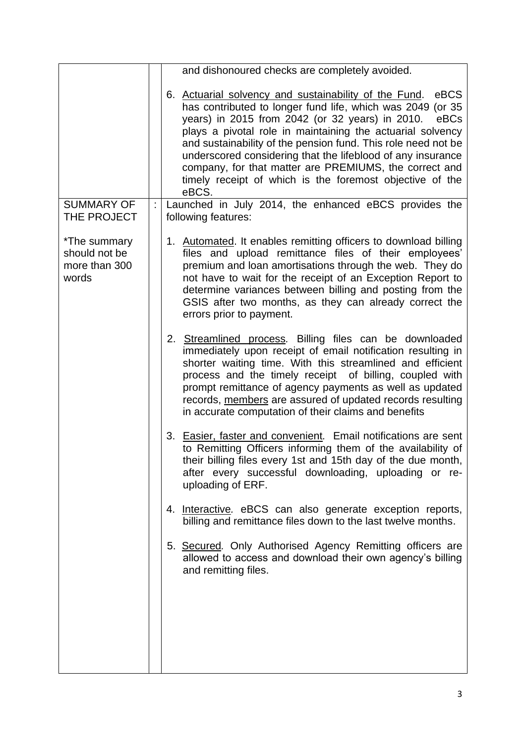| | | |
|---|---|---|
| | | and dishonoured checks are completely avoided.<br><br>6. Actuarial solvency and sustainability of the Fund. eBCS has contributed to longer fund life, which was 2049 (or 35 years) in 2015 from 2042 (or 32 years) in 2010. eBCs plays a pivotal role in maintaining the actuarial solvency and sustainability of the pension fund. This role need not be underscored considering that the lifeblood of any insurance company, for that matter are PREMIUMS, the correct and timely receipt of which is the foremost objective of the eBCS. |
| SUMMARY OF THE PROJECT<br><br>*The summary should not be more than 300 words | : | Launched in July 2014, the enhanced eBCS provides the following features:<br><br>1. Automated. It enables remitting officers to download billing files and upload remittance files of their employees' premium and loan amortisations through the web. They do not have to wait for the receipt of an Exception Report to determine variances between billing and posting from the GSIS after two months, as they can already correct the errors prior to payment.<br><br>2. Streamlined process. Billing files can be downloaded immediately upon receipt of email notification resulting in shorter waiting time. With this streamlined and efficient process and the timely receipt of billing, coupled with prompt remittance of agency payments as well as updated records, members are assured of updated records resulting in accurate computation of their claims and benefits<br><br>3. Easier, faster and convenient. Email notifications are sent to Remitting Officers informing them of the availability of their billing files every 1st and 15th day of the due month, after every successful downloading, uploading or re-uploading of ERF.<br><br>4. Interactive. eBCS can also generate exception reports, billing and remittance files down to the last twelve months.<br><br>5. Secured. Only Authorised Agency Remitting officers are allowed to access and download their own agency's billing and remitting files. |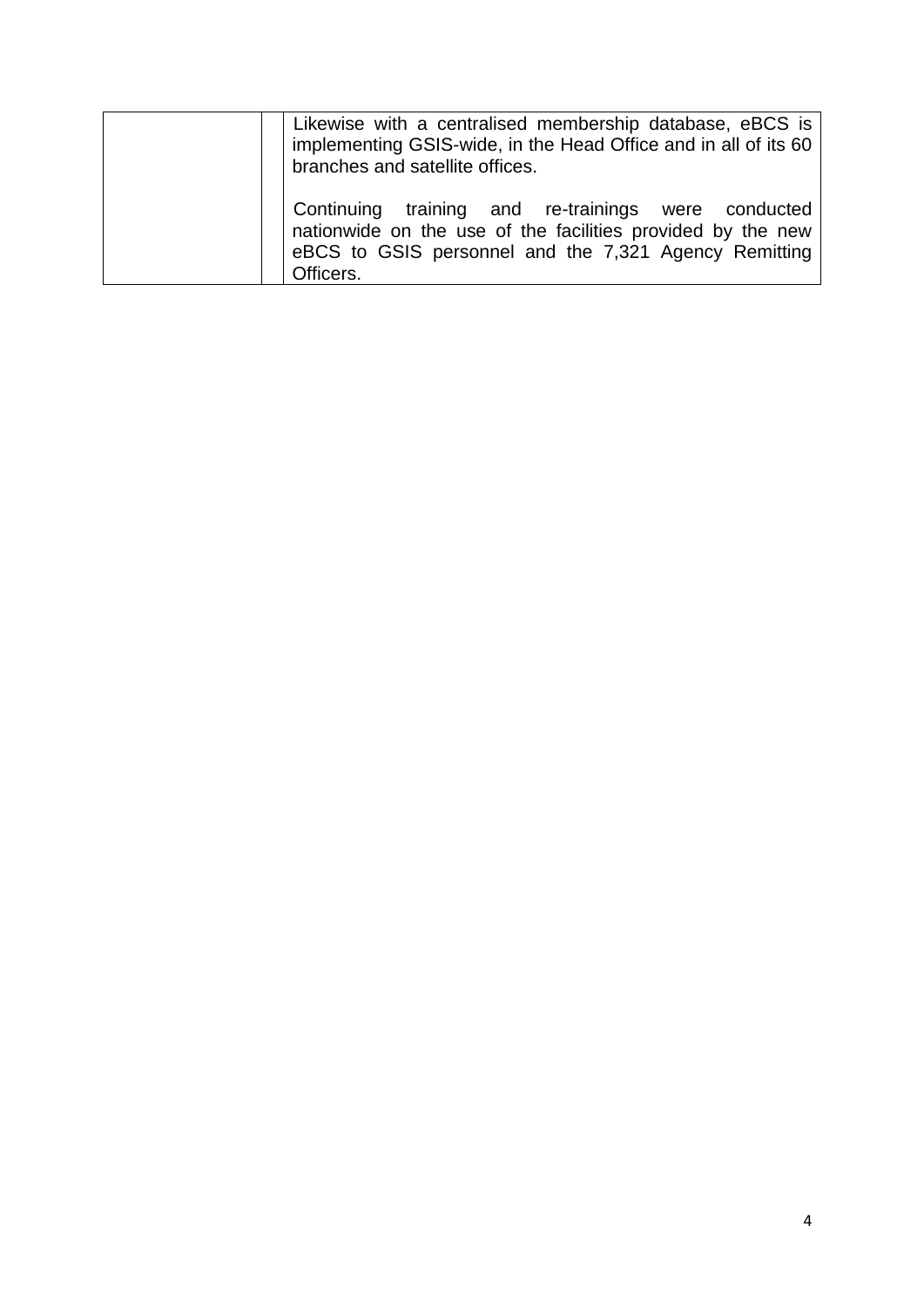| | | |
|---|---|---|
| | | Likewise with a centralised membership database, eBCS is implementing GSIS-wide, in the Head Office and in all of its 60 branches and satellite offices.<br><br>Continuing training and re-trainings were conducted nationwide on the use of the facilities provided by the new eBCS to GSIS personnel and the 7,321 Agency Remitting Officers. |